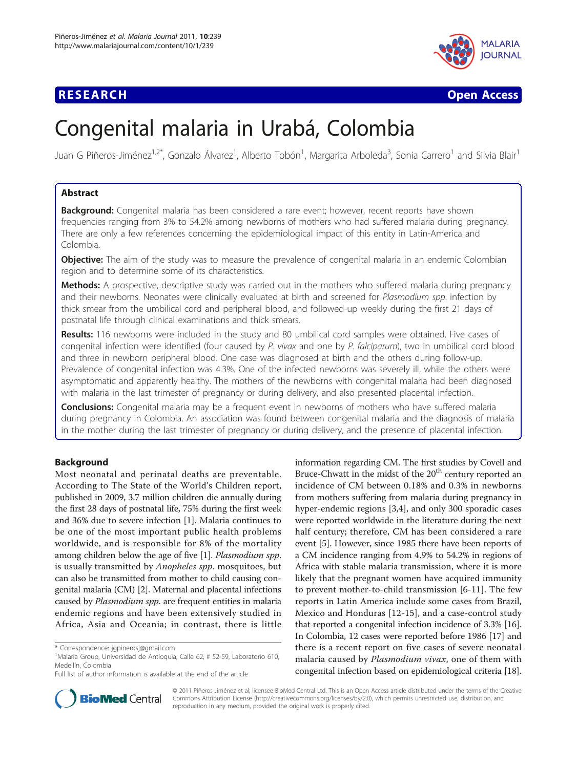RESEARCH Open Access

# Congenital malaria in Urabá, Colombia

Juan G Piñeros-Jiménez[1,2*], Gonzalo Álvarez[1], Alberto Tobón[1], Margarita Arboleda[3], Sonia Carrero[1] and Silvia Blair[1]

## Abstract

**Background:** Congenital malaria has been considered a rare event; however, recent reports have shown frequencies ranging from 3% to 54.2% among newborns of mothers who had suffered malaria during pregnancy. There are only a few references concerning the epidemiological impact of this entity in Latin-America and Colombia.

**Objective:** The aim of the study was to measure the prevalence of congenital malaria in an endemic Colombian region and to determine some of its characteristics.

**Methods:** A prospective, descriptive study was carried out in the mothers who suffered malaria during pregnancy and their newborns. Neonates were clinically evaluated at birth and screened for *Plasmodium spp.* infection by thick smear from the umbilical cord and peripheral blood, and followed-up weekly during the first 21 days of postnatal life through clinical examinations and thick smears.

**Results:** 116 newborns were included in the study and 80 umbilical cord samples were obtained. Five cases of congenital infection were identified (four caused by *P. vivax* and one by *P. falciparum*), two in umbilical cord blood and three in newborn peripheral blood. One case was diagnosed at birth and the others during follow-up. Prevalence of congenital infection was 4.3%. One of the infected newborns was severely ill, while the others were asymptomatic and apparently healthy. The mothers of the newborns with congenital malaria had been diagnosed with malaria in the last trimester of pregnancy or during delivery, and also presented placental infection.

**Conclusions:** Congenital malaria may be a frequent event in newborns of mothers who have suffered malaria during pregnancy in Colombia. An association was found between congenital malaria and the diagnosis of malaria in the mother during the last trimester of pregnancy or during delivery, and the presence of placental infection.

## Background

Most neonatal and perinatal deaths are preventable. According to The State of the World's Children report, published in 2009, 3.7 million children die annually during the first 28 days of postnatal life, 75% during the first week and 36% due to severe infection [1]. Malaria continues to be one of the most important public health problems worldwide, and is responsible for 8% of the mortality among children below the age of five [1]. *Plasmodium spp.* is usually transmitted by *Anopheles spp.* mosquitoes, but can also be transmitted from mother to child causing congenital malaria (CM) [2]. Maternal and placental infections caused by *Plasmodium spp.* are frequent entities in malaria endemic regions and have been extensively studied in Africa, Asia and Oceania; in contrast, there is little information regarding CM. The first studies by Covell and Bruce-Chwatt in the midst of the 20th century reported an incidence of CM between 0.18% and 0.3% in newborns from mothers suffering from malaria during pregnancy in hyper-endemic regions [3,4], and only 300 sporadic cases were reported worldwide in the literature during the next half century; therefore, CM has been considered a rare event [5]. However, since 1985 there have been reports of a CM incidence ranging from 4.9% to 54.2% in regions of Africa with stable malaria transmission, where it is more likely that the pregnant women have acquired immunity to prevent mother-to-child transmission [6-11]. The few reports in Latin America include some cases from Brazil, Mexico and Honduras [12-15], and a case-control study that reported a congenital infection incidence of 3.3% [16]. In Colombia, 12 cases were reported before 1986 [17] and there is a recent report on five cases of severe neonatal malaria caused by *Plasmodium vivax*, one of them with congenital infection based on epidemiological criteria [18].

\* Correspondence: jgpinerosj@gmail.com
[1]Malaria Group, Universidad de Antioquia, Calle 62, # 52-59, Laboratorio 610, Medellín, Colombia
Full list of author information is available at the end of the article

© 2011 Piñeros-Jiménez et al; licensee BioMed Central Ltd. This is an Open Access article distributed under the terms of the Creative Commons Attribution License (http://creativecommons.org/licenses/by/2.0), which permits unrestricted use, distribution, and reproduction in any medium, provided the original work is properly cited.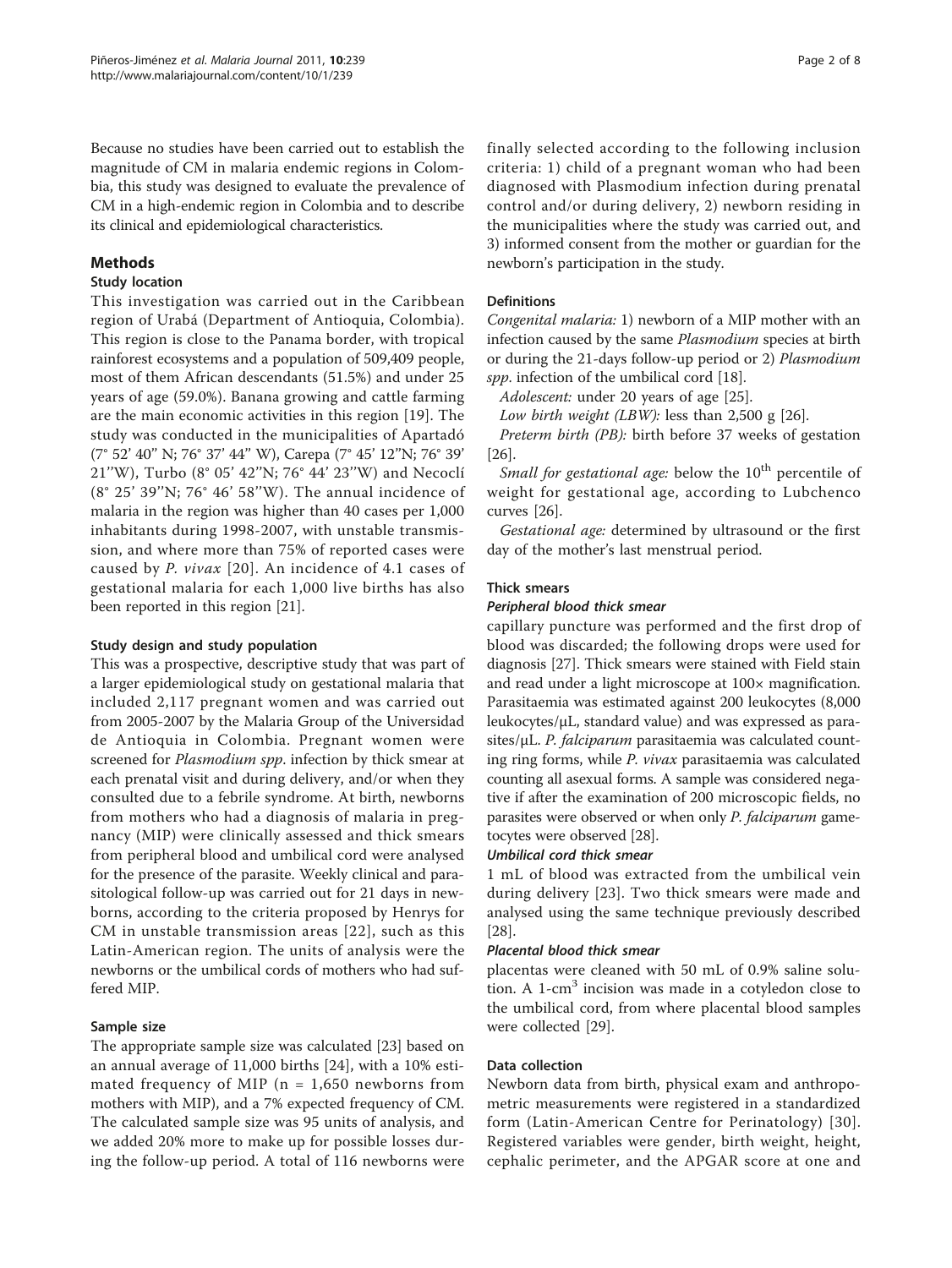Because no studies have been carried out to establish the magnitude of CM in malaria endemic regions in Colombia, this study was designed to evaluate the prevalence of CM in a high-endemic region in Colombia and to describe its clinical and epidemiological characteristics.

## Methods

### Study location

This investigation was carried out in the Caribbean region of Urabá (Department of Antioquia, Colombia). This region is close to the Panama border, with tropical rainforest ecosystems and a population of 509,409 people, most of them African descendants (51.5%) and under 25 years of age (59.0%). Banana growing and cattle farming are the main economic activities in this region [19]. The study was conducted in the municipalities of Apartadó (7° 52' 40" N; 76° 37' 44" W), Carepa (7° 45' 12''N; 76° 39' 21''W), Turbo (8° 05' 42''N; 76° 44' 23''W) and Necoclí (8° 25' 39''N; 76° 46' 58''W). The annual incidence of malaria in the region was higher than 40 cases per 1,000 inhabitants during 1998-2007, with unstable transmission, and where more than 75% of reported cases were caused by *P. vivax* [20]. An incidence of 4.1 cases of gestational malaria for each 1,000 live births has also been reported in this region [21].

### Study design and study population

This was a prospective, descriptive study that was part of a larger epidemiological study on gestational malaria that included 2,117 pregnant women and was carried out from 2005-2007 by the Malaria Group of the Universidad de Antioquia in Colombia. Pregnant women were screened for *Plasmodium spp*. infection by thick smear at each prenatal visit and during delivery, and/or when they consulted due to a febrile syndrome. At birth, newborns from mothers who had a diagnosis of malaria in pregnancy (MIP) were clinically assessed and thick smears from peripheral blood and umbilical cord were analysed for the presence of the parasite. Weekly clinical and parasitological follow-up was carried out for 21 days in newborns, according to the criteria proposed by Henrys for CM in unstable transmission areas [22], such as this Latin-American region. The units of analysis were the newborns or the umbilical cords of mothers who had suffered MIP.

### Sample size

The appropriate sample size was calculated [23] based on an annual average of 11,000 births [24], with a 10% estimated frequency of MIP (n = 1,650 newborns from mothers with MIP), and a 7% expected frequency of CM. The calculated sample size was 95 units of analysis, and we added 20% more to make up for possible losses during the follow-up period. A total of 116 newborns were finally selected according to the following inclusion criteria: 1) child of a pregnant woman who had been diagnosed with Plasmodium infection during prenatal control and/or during delivery, 2) newborn residing in the municipalities where the study was carried out, and 3) informed consent from the mother or guardian for the newborn's participation in the study.

### Definitions

*Congenital malaria:* 1) newborn of a MIP mother with an infection caused by the same *Plasmodium* species at birth or during the 21-days follow-up period or 2) *Plasmodium spp*. infection of the umbilical cord [18].

*Adolescent:* under 20 years of age [25].

*Low birth weight (LBW):* less than 2,500 g [26].

*Preterm birth (PB):* birth before 37 weeks of gestation [26].

*Small for gestational age:* below the 10th percentile of weight for gestational age, according to Lubchenco curves [26].

*Gestational age:* determined by ultrasound or the first day of the mother's last menstrual period.

### Thick smears

#### Peripheral blood thick smear

capillary puncture was performed and the first drop of blood was discarded; the following drops were used for diagnosis [27]. Thick smears were stained with Field stain and read under a light microscope at 100× magnification. Parasitaemia was estimated against 200 leukocytes (8,000 leukocytes/μL, standard value) and was expressed as parasites/μL. *P. falciparum* parasitaemia was calculated counting ring forms, while *P. vivax* parasitaemia was calculated counting all asexual forms. A sample was considered negative if after the examination of 200 microscopic fields, no parasites were observed or when only *P. falciparum* gametocytes were observed [28].

#### Umbilical cord thick smear

1 mL of blood was extracted from the umbilical vein during delivery [23]. Two thick smears were made and analysed using the same technique previously described [28].

#### Placental blood thick smear

placentas were cleaned with 50 mL of 0.9% saline solution. A 1-$cm^3$ incision was made in a cotyledon close to the umbilical cord, from where placental blood samples were collected [29].

### Data collection

Newborn data from birth, physical exam and anthropometric measurements were registered in a standardized form (Latin-American Centre for Perinatology) [30]. Registered variables were gender, birth weight, height, cephalic perimeter, and the APGAR score at one and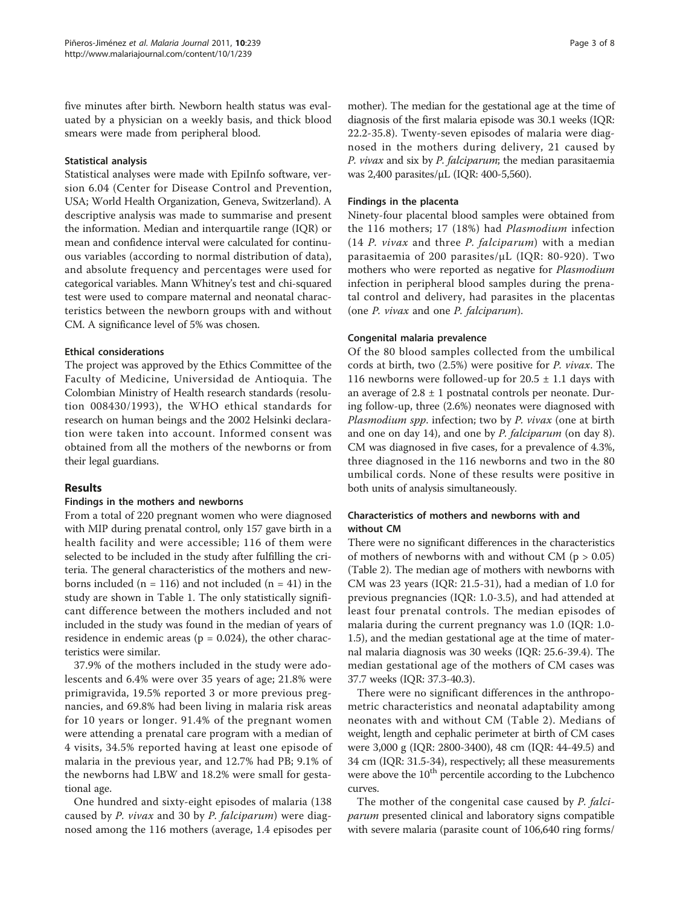five minutes after birth. Newborn health status was evaluated by a physician on a weekly basis, and thick blood smears were made from peripheral blood.

### Statistical analysis

Statistical analyses were made with EpiInfo software, version 6.04 (Center for Disease Control and Prevention, USA; World Health Organization, Geneva, Switzerland). A descriptive analysis was made to summarise and present the information. Median and interquartile range (IQR) or mean and confidence interval were calculated for continuous variables (according to normal distribution of data), and absolute frequency and percentages were used for categorical variables. Mann Whitney's test and chi-squared test were used to compare maternal and neonatal characteristics between the newborn groups with and without CM. A significance level of 5% was chosen.

### Ethical considerations

The project was approved by the Ethics Committee of the Faculty of Medicine, Universidad de Antioquia. The Colombian Ministry of Health research standards (resolution 008430/1993), the WHO ethical standards for research on human beings and the 2002 Helsinki declaration were taken into account. Informed consent was obtained from all the mothers of the newborns or from their legal guardians.

## Results

### Findings in the mothers and newborns

From a total of 220 pregnant women who were diagnosed with MIP during prenatal control, only 157 gave birth in a health facility and were accessible; 116 of them were selected to be included in the study after fulfilling the criteria. The general characteristics of the mothers and newborns included (n = 116) and not included (n = 41) in the study are shown in Table 1. The only statistically significant difference between the mothers included and not included in the study was found in the median of years of residence in endemic areas (p = 0.024), the other characteristics were similar.

37.9% of the mothers included in the study were adolescents and 6.4% were over 35 years of age; 21.8% were primigravida, 19.5% reported 3 or more previous pregnancies, and 69.8% had been living in malaria risk areas for 10 years or longer. 91.4% of the pregnant women were attending a prenatal care program with a median of 4 visits, 34.5% reported having at least one episode of malaria in the previous year, and 12.7% had PB; 9.1% of the newborns had LBW and 18.2% were small for gestational age.

One hundred and sixty-eight episodes of malaria (138 caused by *P. vivax* and 30 by *P. falciparum*) were diagnosed among the 116 mothers (average, 1.4 episodes per mother). The median for the gestational age at the time of diagnosis of the first malaria episode was 30.1 weeks (IQR: 22.2-35.8). Twenty-seven episodes of malaria were diagnosed in the mothers during delivery, 21 caused by *P. vivax* and six by *P. falciparum*; the median parasitaemia was 2,400 parasites/μL (IQR: 400-5,560).

### Findings in the placenta

Ninety-four placental blood samples were obtained from the 116 mothers; 17 (18%) had *Plasmodium* infection (14 *P. vivax* and three *P. falciparum*) with a median parasitaemia of 200 parasites/μL (IQR: 80-920). Two mothers who were reported as negative for *Plasmodium* infection in peripheral blood samples during the prenatal control and delivery, had parasites in the placentas (one *P. vivax* and one *P. falciparum*).

### Congenital malaria prevalence

Of the 80 blood samples collected from the umbilical cords at birth, two (2.5%) were positive for *P. vivax*. The 116 newborns were followed-up for 20.5 ± 1.1 days with an average of 2.8 ± 1 postnatal controls per neonate. During follow-up, three (2.6%) neonates were diagnosed with *Plasmodium spp*. infection; two by *P. vivax* (one at birth and one on day 14), and one by *P. falciparum* (on day 8). CM was diagnosed in five cases, for a prevalence of 4.3%, three diagnosed in the 116 newborns and two in the 80 umbilical cords. None of these results were positive in both units of analysis simultaneously.

### Characteristics of mothers and newborns with and without CM

There were no significant differences in the characteristics of mothers of newborns with and without CM (p > 0.05) (Table 2). The median age of mothers with newborns with CM was 23 years (IQR: 21.5-31), had a median of 1.0 for previous pregnancies (IQR: 1.0-3.5), and had attended at least four prenatal controls. The median episodes of malaria during the current pregnancy was 1.0 (IQR: 1.0-1.5), and the median gestational age at the time of maternal malaria diagnosis was 30 weeks (IQR: 25.6-39.4). The median gestational age of the mothers of CM cases was 37.7 weeks (IQR: 37.3-40.3).

There were no significant differences in the anthropometric characteristics and neonatal adaptability among neonates with and without CM (Table 2). Medians of weight, length and cephalic perimeter at birth of CM cases were 3,000 g (IQR: 2800-3400), 48 cm (IQR: 44-49.5) and 34 cm (IQR: 31.5-34), respectively; all these measurements were above the 10$^{th}$ percentile according to the Lubchenco curves.

The mother of the congenital case caused by *P. falciparum* presented clinical and laboratory signs compatible with severe malaria (parasite count of 106,640 ring forms/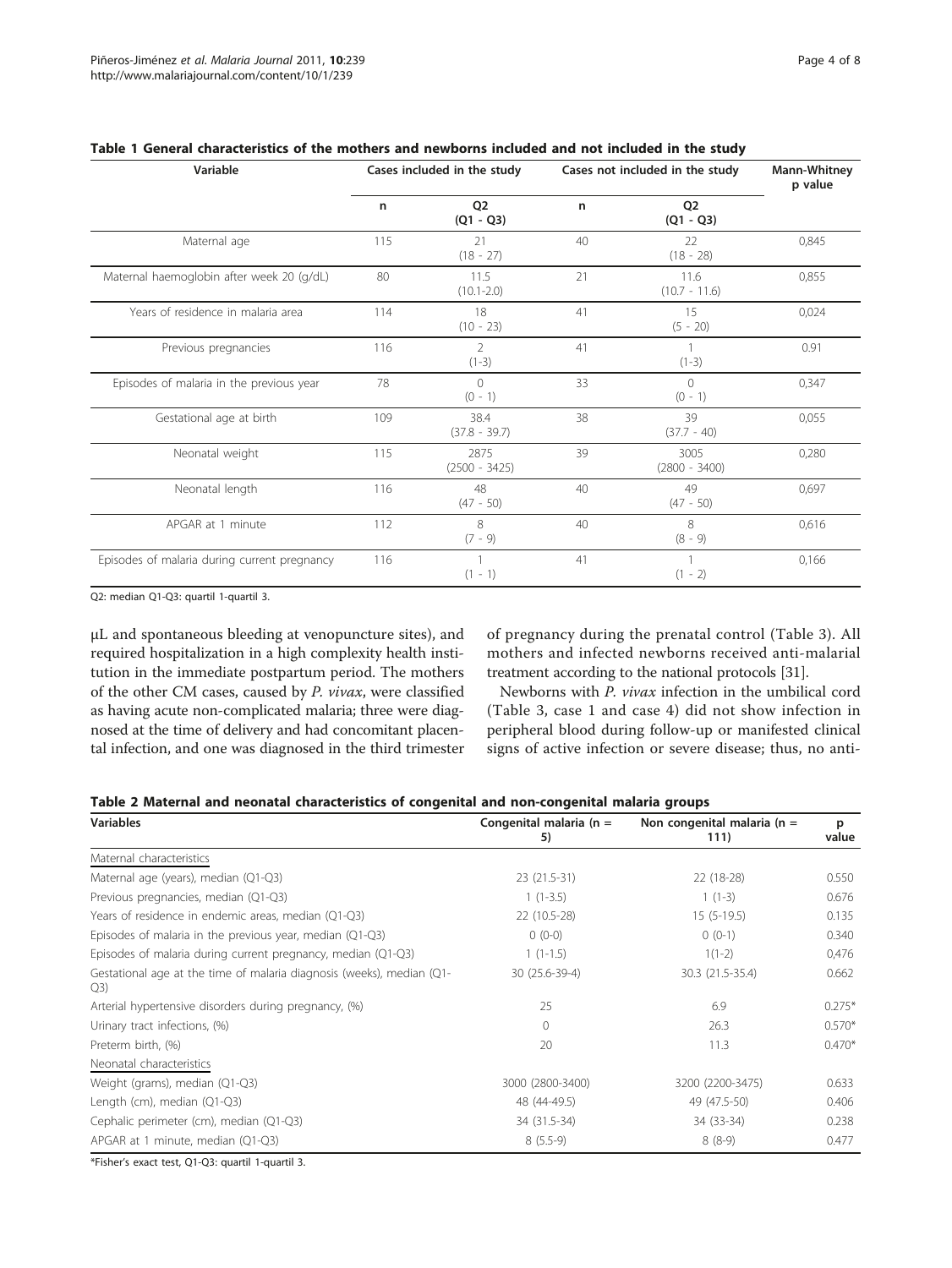**Table 1 General characteristics of the mothers and newborns included and not included in the study**

| Variable | Cases included in the study | | Cases not included in the study | | Mann-Whitney p value |
|---|---|---|---|---|---|
| | n | Q2 (Q1 - Q3) | n | Q2 (Q1 - Q3) | |
| Maternal age | 115 | 21 (18 - 27) | 40 | 22 (18 - 28) | 0,845 |
| Maternal haemoglobin after week 20 (g/dL) | 80 | 11.5 (10.1-2.0) | 21 | 11.6 (10.7 - 11.6) | 0,855 |
| Years of residence in malaria area | 114 | 18 (10 - 23) | 41 | 15 (5 - 20) | 0,024 |
| Previous pregnancies | 116 | 2 (1-3) | 41 | 1 (1-3) | 0.91 |
| Episodes of malaria in the previous year | 78 | 0 (0 - 1) | 33 | 0 (0 - 1) | 0,347 |
| Gestational age at birth | 109 | 38.4 (37.8 - 39.7) | 38 | 39 (37.7 - 40) | 0,055 |
| Neonatal weight | 115 | 2875 (2500 - 3425) | 39 | 3005 (2800 - 3400) | 0,280 |
| Neonatal length | 116 | 48 (47 - 50) | 40 | 49 (47 - 50) | 0,697 |
| APGAR at 1 minute | 112 | 8 (7 - 9) | 40 | 8 (8 - 9) | 0,616 |
| Episodes of malaria during current pregnancy | 116 | 1 (1 - 1) | 41 | 1 (1 - 2) | 0,166 |

Q2: median Q1-Q3: quartil 1-quartil 3.

μL and spontaneous bleeding at venopuncture sites), and required hospitalization in a high complexity health institution in the immediate postpartum period. The mothers of the other CM cases, caused by *P. vivax*, were classified as having acute non-complicated malaria; three were diagnosed at the time of delivery and had concomitant placental infection, and one was diagnosed in the third trimester of pregnancy during the prenatal control (Table 3). All mothers and infected newborns received anti-malarial treatment according to the national protocols [31].

Newborns with *P. vivax* infection in the umbilical cord (Table 3, case 1 and case 4) did not show infection in peripheral blood during follow-up or manifested clinical signs of active infection or severe disease; thus, no anti-

**Table 2 Maternal and neonatal characteristics of congenital and non-congenital malaria groups**

| Variables | Congenital malaria (n = 5) | Non congenital malaria (n = 111) | p value |
|---|---|---|---|
| Maternal characteristics | | | |
| Maternal age (years), median (Q1-Q3) | 23 (21.5-31) | 22 (18-28) | 0.550 |
| Previous pregnancies, median (Q1-Q3) | 1 (1-3.5) | 1 (1-3) | 0.676 |
| Years of residence in endemic areas, median (Q1-Q3) | 22 (10.5-28) | 15 (5-19.5) | 0.135 |
| Episodes of malaria in the previous year, median (Q1-Q3) | 0 (0-0) | 0 (0-1) | 0.340 |
| Episodes of malaria during current pregnancy, median (Q1-Q3) | 1 (1-1.5) | 1(1-2) | 0,476 |
| Gestational age at the time of malaria diagnosis (weeks), median (Q1-Q3) | 30 (25.6-39-4) | 30.3 (21.5-35.4) | 0.662 |
| Arterial hypertensive disorders during pregnancy, (%) | 25 | 6.9 | 0.275* |
| Urinary tract infections, (%) | 0 | 26.3 | 0.570* |
| Preterm birth, (%) | 20 | 11.3 | 0.470* |
| Neonatal characteristics | | | |
| Weight (grams), median (Q1-Q3) | 3000 (2800-3400) | 3200 (2200-3475) | 0.633 |
| Length (cm), median (Q1-Q3) | 48 (44-49.5) | 49 (47.5-50) | 0.406 |
| Cephalic perimeter (cm), median (Q1-Q3) | 34 (31.5-34) | 34 (33-34) | 0.238 |
| APGAR at 1 minute, median (Q1-Q3) | 8 (5.5-9) | 8 (8-9) | 0.477 |

*Fisher's exact test, Q1-Q3: quartil 1-quartil 3.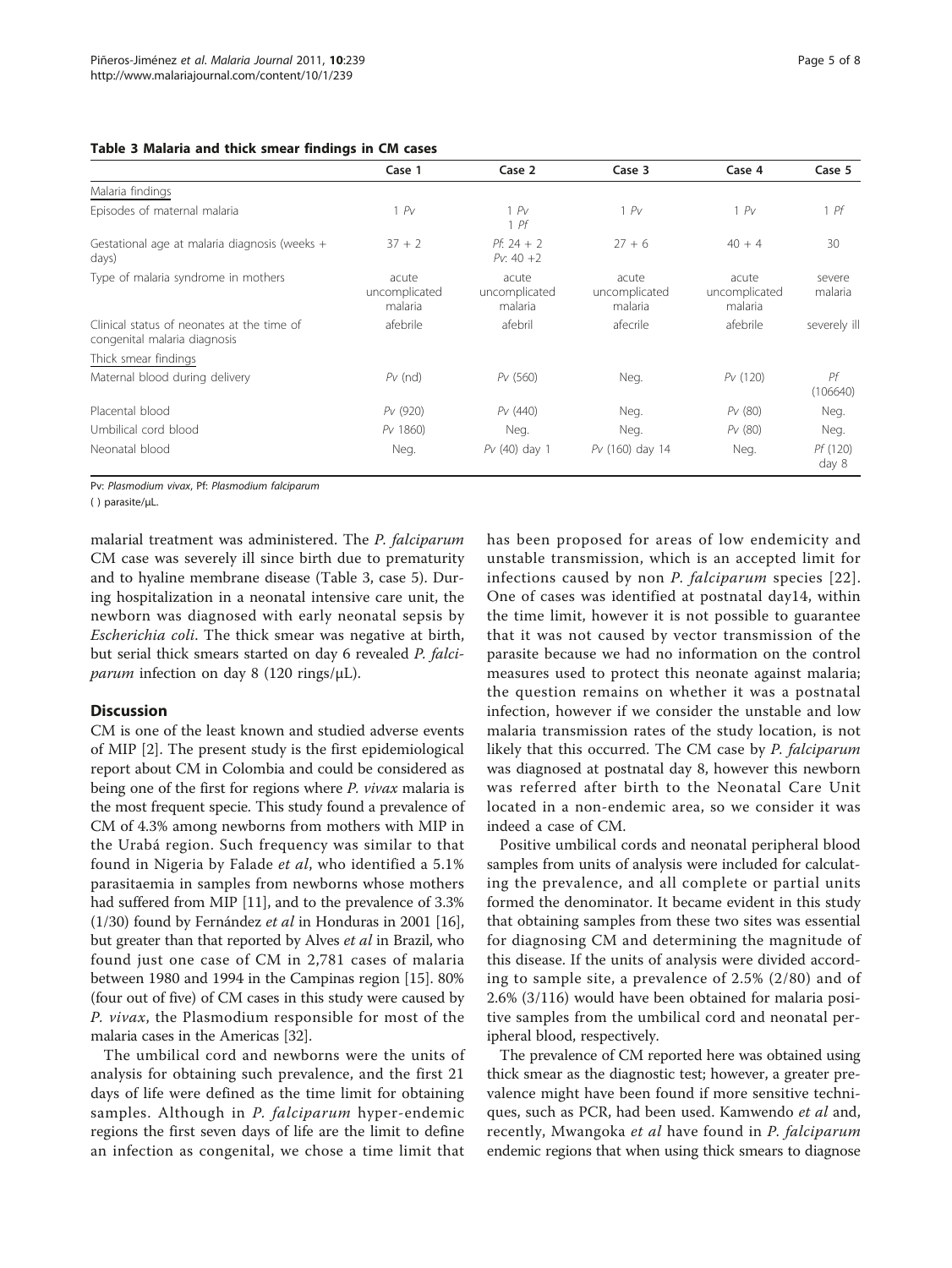**Table 3 Malaria and thick smear findings in CM cases**

| | Case 1 | Case 2 | Case 3 | Case 4 | Case 5 |
|---|---|---|---|---|---|
| Malaria findings | | | | | |
| Episodes of maternal malaria | 1 *Pv* | 1 *Pv*<br>1 *Pf* | 1 *Pv* | 1 *Pv* | 1 *Pf* |
| Gestational age at malaria diagnosis (weeks + days) | 37 + 2 | *Pf*: 24 + 2<br>*Pv*: 40 +2 | 27 + 6 | 40 + 4 | 30 |
| Type of malaria syndrome in mothers | acute uncomplicated malaria | acute uncomplicated malaria | acute uncomplicated malaria | acute uncomplicated malaria | severe malaria |
| Clinical status of neonates at the time of congenital malaria diagnosis | afebrile | afebril | afecrile | afebrile | severely ill |
| Thick smear findings | | | | | |
| Maternal blood during delivery | *Pv* (nd) | *Pv* (560) | Neg. | *Pv* (120) | *Pf* (106640) |
| Placental blood | *Pv* (920) | *Pv* (440) | Neg. | *Pv* (80) | Neg. |
| Umbilical cord blood | *Pv* 1860) | Neg. | Neg. | *Pv* (80) | Neg. |
| Neonatal blood | Neg. | *Pv* (40) day 1 | *Pv* (160) day 14 | Neg. | *Pf* (120) day 8 |

Pv: *Plasmodium vivax*, Pf: *Plasmodium falciparum*

( ) parasite/μL.

malarial treatment was administered. The *P. falciparum* CM case was severely ill since birth due to prematurity and to hyaline membrane disease (Table 3, case 5). During hospitalization in a neonatal intensive care unit, the newborn was diagnosed with early neonatal sepsis by *Escherichia coli*. The thick smear was negative at birth, but serial thick smears started on day 6 revealed *P. falciparum* infection on day 8 (120 rings/μL).

## Discussion

CM is one of the least known and studied adverse events of MIP [2]. The present study is the first epidemiological report about CM in Colombia and could be considered as being one of the first for regions where *P. vivax* malaria is the most frequent specie. This study found a prevalence of CM of 4.3% among newborns from mothers with MIP in the Urabá region. Such frequency was similar to that found in Nigeria by Falade *et al*, who identified a 5.1% parasitaemia in samples from newborns whose mothers had suffered from MIP [11], and to the prevalence of 3.3% (1/30) found by Fernández *et al* in Honduras in 2001 [16], but greater than that reported by Alves *et al* in Brazil, who found just one case of CM in 2,781 cases of malaria between 1980 and 1994 in the Campinas region [15]. 80% (four out of five) of CM cases in this study were caused by *P. vivax*, the Plasmodium responsible for most of the malaria cases in the Americas [32].

The umbilical cord and newborns were the units of analysis for obtaining such prevalence, and the first 21 days of life were defined as the time limit for obtaining samples. Although in *P. falciparum* hyper-endemic regions the first seven days of life are the limit to define an infection as congenital, we chose a time limit that has been proposed for areas of low endemicity and unstable transmission, which is an accepted limit for infections caused by non *P. falciparum* species [22]. One of cases was identified at postnatal day14, within the time limit, however it is not possible to guarantee that it was not caused by vector transmission of the parasite because we had no information on the control measures used to protect this neonate against malaria; the question remains on whether it was a postnatal infection, however if we consider the unstable and low malaria transmission rates of the study location, is not likely that this occurred. The CM case by *P. falciparum* was diagnosed at postnatal day 8, however this newborn was referred after birth to the Neonatal Care Unit located in a non-endemic area, so we consider it was indeed a case of CM.

Positive umbilical cords and neonatal peripheral blood samples from units of analysis were included for calculating the prevalence, and all complete or partial units formed the denominator. It became evident in this study that obtaining samples from these two sites was essential for diagnosing CM and determining the magnitude of this disease. If the units of analysis were divided according to sample site, a prevalence of 2.5% (2/80) and of 2.6% (3/116) would have been obtained for malaria positive samples from the umbilical cord and neonatal peripheral blood, respectively.

The prevalence of CM reported here was obtained using thick smear as the diagnostic test; however, a greater prevalence might have been found if more sensitive techniques, such as PCR, had been used. Kamwendo *et al* and, recently, Mwangoka *et al* have found in *P. falciparum* endemic regions that when using thick smears to diagnose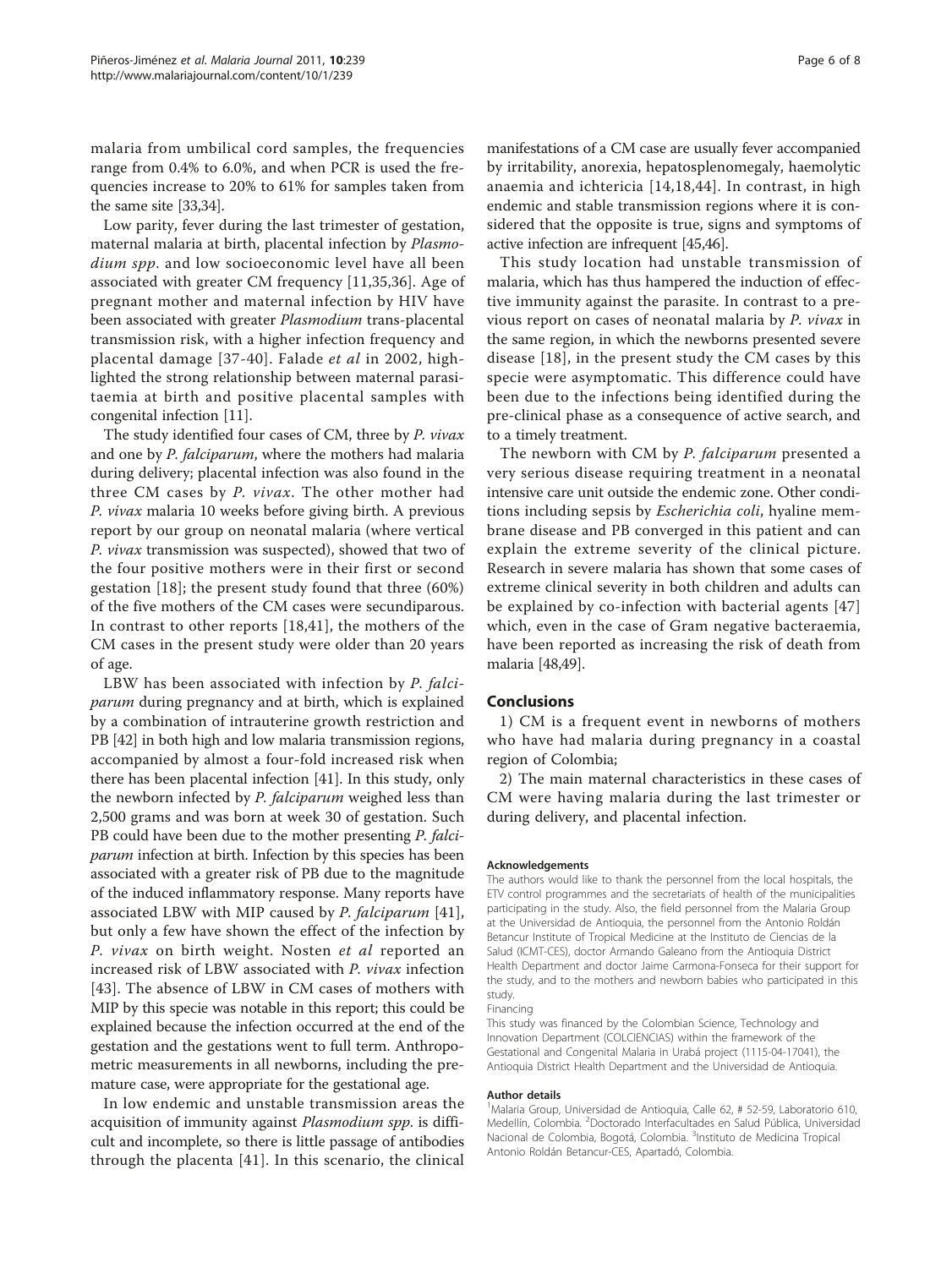malaria from umbilical cord samples, the frequencies range from 0.4% to 6.0%, and when PCR is used the frequencies increase to 20% to 61% for samples taken from the same site [33,34].

Low parity, fever during the last trimester of gestation, maternal malaria at birth, placental infection by *Plasmodium spp*. and low socioeconomic level have all been associated with greater CM frequency [11,35,36]. Age of pregnant mother and maternal infection by HIV have been associated with greater *Plasmodium* trans-placental transmission risk, with a higher infection frequency and placental damage [37-40]. Falade *et al* in 2002, highlighted the strong relationship between maternal parasitaemia at birth and positive placental samples with congenital infection [11].

The study identified four cases of CM, three by *P. vivax* and one by *P. falciparum*, where the mothers had malaria during delivery; placental infection was also found in the three CM cases by *P. vivax*. The other mother had *P. vivax* malaria 10 weeks before giving birth. A previous report by our group on neonatal malaria (where vertical *P. vivax* transmission was suspected), showed that two of the four positive mothers were in their first or second gestation [18]; the present study found that three (60%) of the five mothers of the CM cases were secundiparous. In contrast to other reports [18,41], the mothers of the CM cases in the present study were older than 20 years of age.

LBW has been associated with infection by *P. falciparum* during pregnancy and at birth, which is explained by a combination of intrauterine growth restriction and PB [42] in both high and low malaria transmission regions, accompanied by almost a four-fold increased risk when there has been placental infection [41]. In this study, only the newborn infected by *P. falciparum* weighed less than 2,500 grams and was born at week 30 of gestation. Such PB could have been due to the mother presenting *P. falciparum* infection at birth. Infection by this species has been associated with a greater risk of PB due to the magnitude of the induced inflammatory response. Many reports have associated LBW with MIP caused by *P. falciparum* [41], but only a few have shown the effect of the infection by *P. vivax* on birth weight. Nosten *et al* reported an increased risk of LBW associated with *P. vivax* infection [43]. The absence of LBW in CM cases of mothers with MIP by this specie was notable in this report; this could be explained because the infection occurred at the end of the gestation and the gestations went to full term. Anthropometric measurements in all newborns, including the premature case, were appropriate for the gestational age.

In low endemic and unstable transmission areas the acquisition of immunity against *Plasmodium spp*. is difficult and incomplete, so there is little passage of antibodies through the placenta [41]. In this scenario, the clinical manifestations of a CM case are usually fever accompanied by irritability, anorexia, hepatosplenomegaly, haemolytic anaemia and ichtericia [14,18,44]. In contrast, in high endemic and stable transmission regions where it is considered that the opposite is true, signs and symptoms of active infection are infrequent [45,46].

This study location had unstable transmission of malaria, which has thus hampered the induction of effective immunity against the parasite. In contrast to a previous report on cases of neonatal malaria by *P. vivax* in the same region, in which the newborns presented severe disease [18], in the present study the CM cases by this specie were asymptomatic. This difference could have been due to the infections being identified during the pre-clinical phase as a consequence of active search, and to a timely treatment.

The newborn with CM by *P. falciparum* presented a very serious disease requiring treatment in a neonatal intensive care unit outside the endemic zone. Other conditions including sepsis by *Escherichia coli*, hyaline membrane disease and PB converged in this patient and can explain the extreme severity of the clinical picture. Research in severe malaria has shown that some cases of extreme clinical severity in both children and adults can be explained by co-infection with bacterial agents [47] which, even in the case of Gram negative bacteraemia, have been reported as increasing the risk of death from malaria [48,49].

## Conclusions

1) CM is a frequent event in newborns of mothers who have had malaria during pregnancy in a coastal region of Colombia;

2) The main maternal characteristics in these cases of CM were having malaria during the last trimester or during delivery, and placental infection.

#### Acknowledgements

The authors would like to thank the personnel from the local hospitals, the ETV control programmes and the secretariats of health of the municipalities participating in the study. Also, the field personnel from the Malaria Group at the Universidad de Antioquia, the personnel from the Antonio Roldán Betancur Institute of Tropical Medicine at the Instituto de Ciencias de la Salud (ICMT-CES), doctor Armando Galeano from the Antioquia District Health Department and doctor Jaime Carmona-Fonseca for their support for the study, and to the mothers and newborn babies who participated in this study.

Financing

This study was financed by the Colombian Science, Technology and Innovation Department (COLCIENCIAS) within the framework of the Gestational and Congenital Malaria in Urabá project (1115-04-17041), the Antioquia District Health Department and the Universidad de Antioquia.

#### Author details

[1]Malaria Group, Universidad de Antioquia, Calle 62, # 52-59, Laboratorio 610, Medellín, Colombia. [2]Doctorado Interfacultades en Salud Pública, Universidad Nacional de Colombia, Bogotá, Colombia. [3]Instituto de Medicina Tropical Antonio Roldán Betancur-CES, Apartadó, Colombia.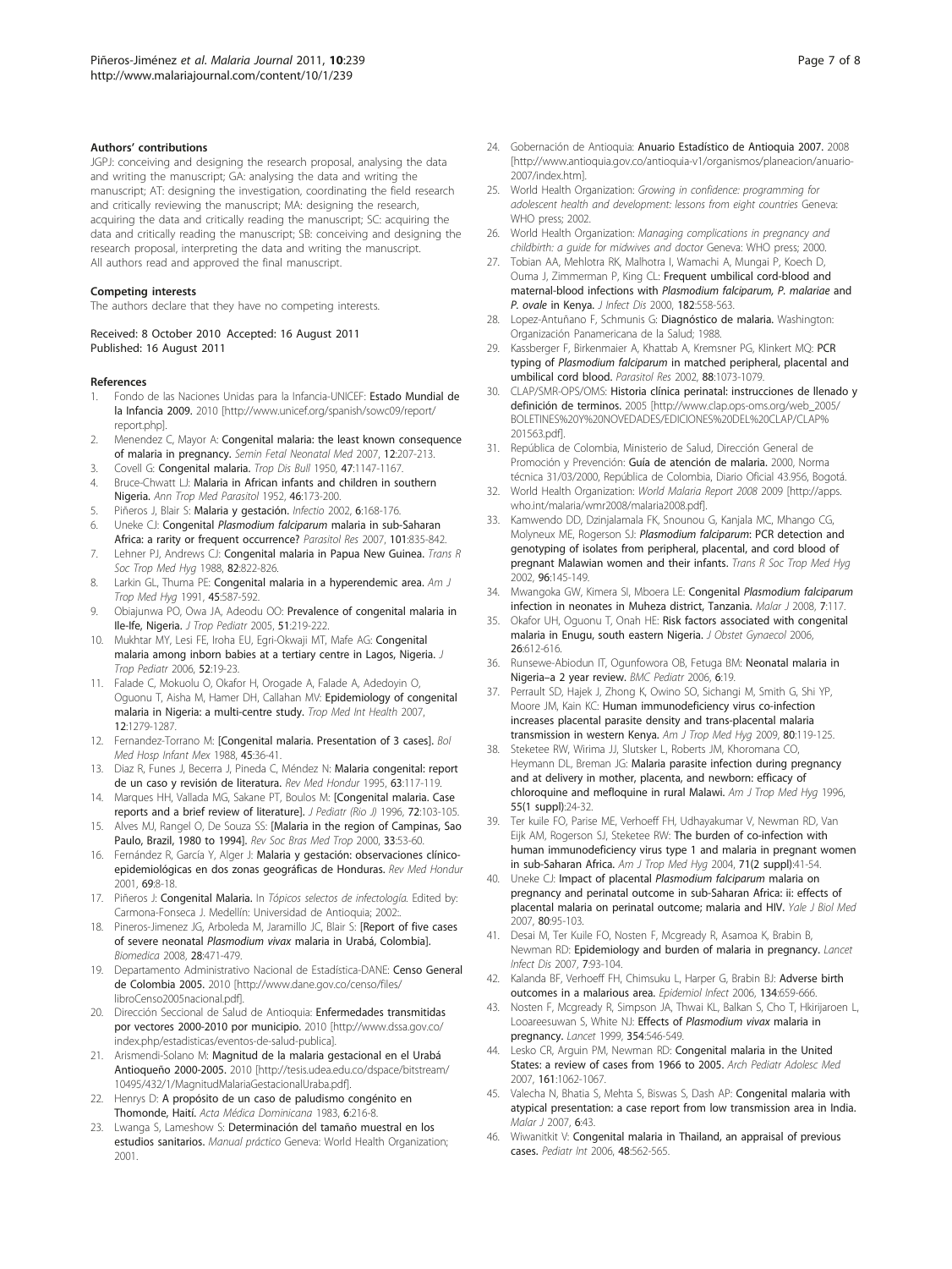### Authors' contributions

JGPJ: conceiving and designing the research proposal, analysing the data and writing the manuscript; GA: analysing the data and writing the manuscript; AT: designing the investigation, coordinating the field research and critically reviewing the manuscript; MA: designing the research, acquiring the data and critically reading the manuscript; SC: acquiring the data and critically reading the manuscript; SB: conceiving and designing the research proposal, interpreting the data and writing the manuscript. All authors read and approved the final manuscript.

### Competing interests

The authors declare that they have no competing interests.

Received: 8 October 2010 Accepted: 16 August 2011
Published: 16 August 2011

### References

1. Fondo de las Naciones Unidas para la Infancia-UNICEF: **Estado Mundial de la Infancia 2009.** 2010 [http://www.unicef.org/spanish/sowc09/report/report.php].
2. Menendez C, Mayor A: **Congenital malaria: the least known consequence of malaria in pregnancy.** *Semin Fetal Neonatal Med* 2007, **12**:207-213.
3. Covell G: **Congenital malaria.** *Trop Dis Bull* 1950, **47**:1147-1167.
4. Bruce-Chwatt LJ: **Malaria in African infants and children in southern Nigeria.** *Ann Trop Med Parasitol* 1952, **46**:173-200.
5. Piñeros J, Blair S: **Malaria y gestación.** *Infectio* 2002, **6**:168-176.
6. Uneke CJ: **Congenital *Plasmodium falciparum* malaria in sub-Saharan Africa: a rarity or frequent occurrence?** *Parasitol Res* 2007, **101**:835-842.
7. Lehner PJ, Andrews CJ: **Congenital malaria in Papua New Guinea.** *Trans R Soc Trop Med Hyg* 1988, **82**:822-826.
8. Larkin GL, Thuma PE: **Congenital malaria in a hyperendemic area.** *Am J Trop Med Hyg* 1991, **45**:587-592.
9. Obiajunwa PO, Owa JA, Adeodu OO: **Prevalence of congenital malaria in Ile-Ife, Nigeria.** *J Trop Pediatr* 2005, **51**:219-222.
10. Mukhtar MY, Lesi FE, Iroha EU, Egri-Okwaji MT, Mafe AG: **Congenital malaria among inborn babies at a tertiary centre in Lagos, Nigeria.** *J Trop Pediatr* 2006, **52**:19-23.
11. Falade C, Mokuolu O, Okafor H, Orogade A, Falade A, Adedoyin O, Oguonu T, Aisha M, Hamer DH, Callahan MV: **Epidemiology of congenital malaria in Nigeria: a multi-centre study.** *Trop Med Int Health* 2007, **12**:1279-1287.
12. Fernandez-Torrano M: **[Congenital malaria. Presentation of 3 cases].** *Bol Med Hosp Infant Mex* 1988, **45**:36-41.
13. Diaz R, Funes J, Becerra J, Pineda C, Méndez N: **Malaria congenital: report de un caso y revisión de literatura.** *Rev Med Hondur* 1995, **63**:117-119.
14. Marques HH, Vallada MG, Sakane PT, Boulos M: **[Congenital malaria. Case reports and a brief review of literature].** *J Pediatr (Rio J)* 1996, **72**:103-105.
15. Alves MJ, Rangel O, De Souza SS: **[Malaria in the region of Campinas, Sao Paulo, Brazil, 1980 to 1994].** *Rev Soc Bras Med Trop* 2000, **33**:53-60.
16. Fernández R, García Y, Alger J: **Malaria y gestación: observaciones clínico-epidemiológicas en dos zonas geográficas de Honduras.** *Rev Med Hondur* 2001, **69**:8-18.
17. Piñeros J: **Congenital Malaria.** In *Tópicos selectos de infectología.* Edited by: Carmona-Fonseca J. Medellín: Universidad de Antioquia; 2002:.
18. Pineros-Jimenez JG, Arboleda M, Jaramillo JC, Blair S: **[Report of five cases of severe neonatal *Plasmodium vivax* malaria in Urabá, Colombia].** *Biomedica* 2008, **28**:471-479.
19. Departamento Administrativo Nacional de Estadística-DANE: **Censo General de Colombia 2005.** 2010 [http://www.dane.gov.co/censo/files/libroCenso2005nacional.pdf].
20. Dirección Seccional de Salud de Antioquia: **Enfermedades transmitidas por vectores 2000-2010 por municipio.** 2010 [http://www.dssa.gov.co/index.php/estadisticas/eventos-de-salud-publica].
21. Arismendi-Solano M: **Magnitud de la malaria gestacional en el Urabá Antioqueño 2000-2005.** 2010 [http://tesis.udea.edu.co/dspace/bitstream/10495/432/1/MagnitudMalariaGestacionalUraba.pdf].
22. Henrys D: **A propósito de un caso de paludismo congénito en Thomonde, Haití.** *Acta Médica Dominicana* 1983, **6**:216-8.
23. Lwanga S, Lameshow S: **Determinación del tamaño muestral en los estudios sanitarios.** *Manual práctico* Geneva: World Health Organization; 2001.
24. Gobernación de Antioquia: **Anuario Estadístico de Antioquia 2007.** 2008 [http://www.antioquia.gov.co/antioquia-v1/organismos/planeacion/anuario-2007/index.htm].
25. World Health Organization: *Growing in confidence: programming for adolescent health and development: lessons from eight countries* Geneva: WHO press; 2002.
26. World Health Organization: *Managing complications in pregnancy and childbirth: a guide for midwives and doctor* Geneva: WHO press; 2000.
27. Tobian AA, Mehlotra RK, Malhotra I, Wamachi A, Mungai P, Koech D, Ouma J, Zimmerman P, King CL: **Frequent umbilical cord-blood and maternal-blood infections with *Plasmodium falciparum, P. malariae* and *P. ovale* in Kenya.** *J Infect Dis* 2000, **182**:558-563.
28. Lopez-Antuñano F, Schmunis G: **Diagnóstico de malaria.** Washington: Organización Panamericana de la Salud; 1988.
29. Kassberger F, Birkenmaier A, Khattab A, Kremsner PG, Klinkert MQ: **PCR typing of *Plasmodium falciparum* in matched peripheral, placental and umbilical cord blood.** *Parasitol Res* 2002, **88**:1073-1079.
30. CLAP/SMR-OPS/OMS: **Historia clínica perinatal: instrucciones de llenado y definición de terminos.** 2005 [http://www.clap.ops-oms.org/web_2005/BOLETINES%20Y%20NOVEDADES/EDICIONES%20DEL%20CLAP/CLAP%201563.pdf].
31. República de Colombia, Ministerio de Salud, Dirección General de Promoción y Prevención: **Guía de atención de malaria.** 2000, Norma técnica 31/03/2000, República de Colombia, Diario Oficial 43.956, Bogotá.
32. World Health Organization: *World Malaria Report 2008* 2009 [http://apps.who.int/malaria/wmr2008/malaria2008.pdf].
33. Kamwendo DD, Dzinjalamala FK, Snounou G, Kanjala MC, Mhango CG, Molyneux ME, Rogerson SJ: ***Plasmodium falciparum*: PCR detection and genotyping of isolates from peripheral, placental, and cord blood of pregnant Malawian women and their infants.** *Trans R Soc Trop Med Hyg* 2002, **96**:145-149.
34. Mwangoka GW, Kimera SI, Mboera LE: **Congenital *Plasmodium falciparum* infection in neonates in Muheza district, Tanzania.** *Malar J* 2008, **7**:117.
35. Okafor UH, Oguonu T, Onah HE: **Risk factors associated with congenital malaria in Enugu, south eastern Nigeria.** *J Obstet Gynaecol* 2006, **26**:612-616.
36. Runsewe-Abiodun IT, Ogunfowora OB, Fetuga BM: **Neonatal malaria in Nigeria–a 2 year review.** *BMC Pediatr* 2006, **6**:19.
37. Perrault SD, Hajek J, Zhong K, Owino SO, Sichangi M, Smith G, Shi YP, Moore JM, Kain KC: **Human immunodeficiency virus co-infection increases placental parasite density and trans-placental malaria transmission in western Kenya.** *Am J Trop Med Hyg* 2009, **80**:119-125.
38. Steketee RW, Wirima JJ, Slutsker L, Roberts JM, Khoromana CO, Heymann DL, Breman JG: **Malaria parasite infection during pregnancy and at delivery in mother, placenta, and newborn: efficacy of chloroquine and mefloquine in rural Malawi.** *Am J Trop Med Hyg* 1996, **55(1 suppl)**:24-32.
39. Ter kuile FO, Parise ME, Verhoeff FH, Udhayakumar V, Newman RD, Van Eijk AM, Rogerson SJ, Steketee RW: **The burden of co-infection with human immunodeficiency virus type 1 and malaria in pregnant women in sub-Saharan Africa.** *Am J Trop Med Hyg* 2004, **71(2 suppl)**:41-54.
40. Uneke CJ: **Impact of placental *Plasmodium falciparum* malaria on pregnancy and perinatal outcome in sub-Saharan Africa: ii: effects of placental malaria on perinatal outcome; malaria and HIV.** *Yale J Biol Med* 2007, **80**:95-103.
41. Desai M, Ter Kuile FO, Nosten F, Mcgready R, Asamoa K, Brabin B, Newman RD: **Epidemiology and burden of malaria in pregnancy.** *Lancet Infect Dis* 2007, **7**:93-104.
42. Kalanda BF, Verhoeff FH, Chimsuku L, Harper G, Brabin BJ: **Adverse birth outcomes in a malarious area.** *Epidemiol Infect* 2006, **134**:659-666.
43. Nosten F, Mcgready R, Simpson JA, Thwai KL, Balkan S, Cho T, Hkirijaroen L, Looareesuwan S, White NJ: **Effects of *Plasmodium vivax* malaria in pregnancy.** *Lancet* 1999, **354**:546-549.
44. Lesko CR, Arguin PM, Newman RD: **Congenital malaria in the United States: a review of cases from 1966 to 2005.** *Arch Pediatr Adolesc Med* 2007, **161**:1062-1067.
45. Valecha N, Bhatia S, Mehta S, Biswas S, Dash AP: **Congenital malaria with atypical presentation: a case report from low transmission area in India.** *Malar J* 2007, **6**:43.
46. Wiwanitkit V: **Congenital malaria in Thailand, an appraisal of previous cases.** *Pediatr Int* 2006, **48**:562-565.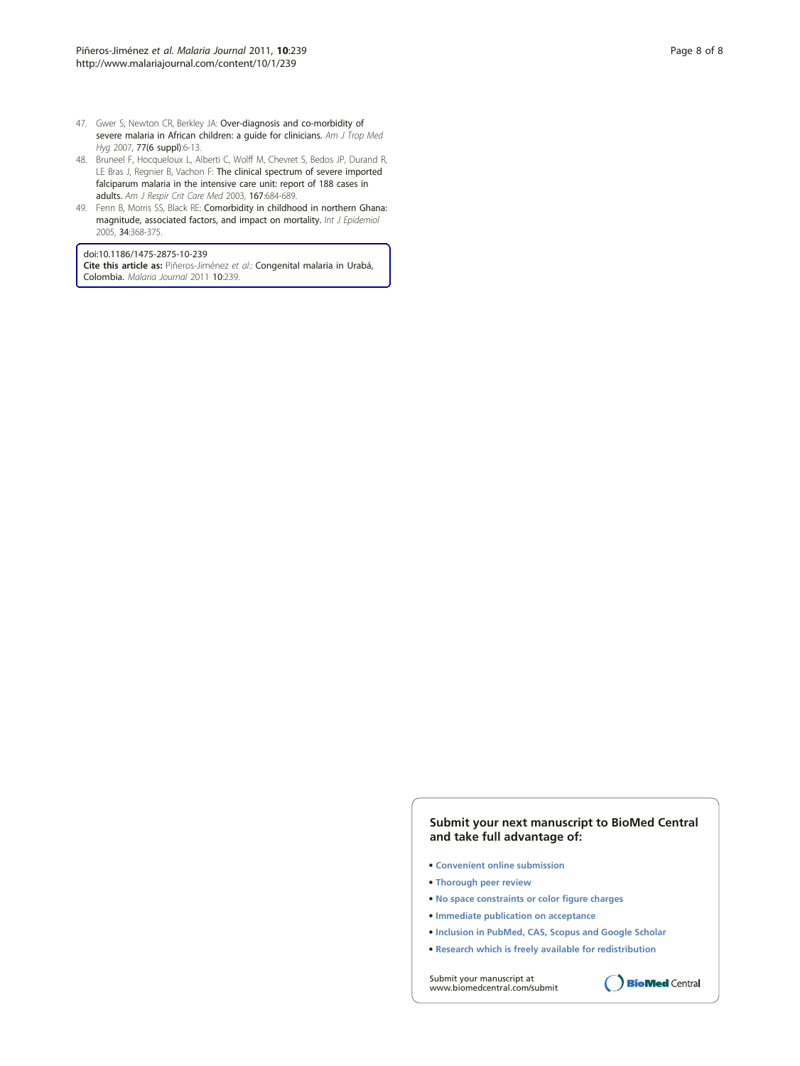47. Gwer S, Newton CR, Berkley JA: **Over-diagnosis and co-morbidity of severe malaria in African children: a guide for clinicians.** *Am J Trop Med Hyg* 2007, **77**(6 suppl):6-13.
48. Bruneel F, Hocqueloux L, Alberti C, Wolff M, Chevret S, Bedos JP, Durand R, LE Bras J, Regnier B, Vachon F: **The clinical spectrum of severe imported falciparum malaria in the intensive care unit: report of 188 cases in adults.** *Am J Respir Crit Care Med* 2003, **167**:684-689.
49. Fenn B, Morris SS, Black RE: **Comorbidity in childhood in northern Ghana: magnitude, associated factors, and impact on mortality.** *Int J Epidemiol* 2005, **34**:368-375.

doi:10.1186/1475-2875-10-239
**Cite this article as:** Piñeros-Jiménez *et al.*: Congenital malaria in Urabá, Colombia. *Malaria Journal* 2011 **10**:239.

**Submit your next manuscript to BioMed Central and take full advantage of:**

- **Convenient online submission**
- **Thorough peer review**
- **No space constraints or color figure charges**
- **Immediate publication on acceptance**
- **Inclusion in PubMed, CAS, Scopus and Google Scholar**
- **Research which is freely available for redistribution**

Submit your manuscript at
www.biomedcentral.com/submit

BioMed Central